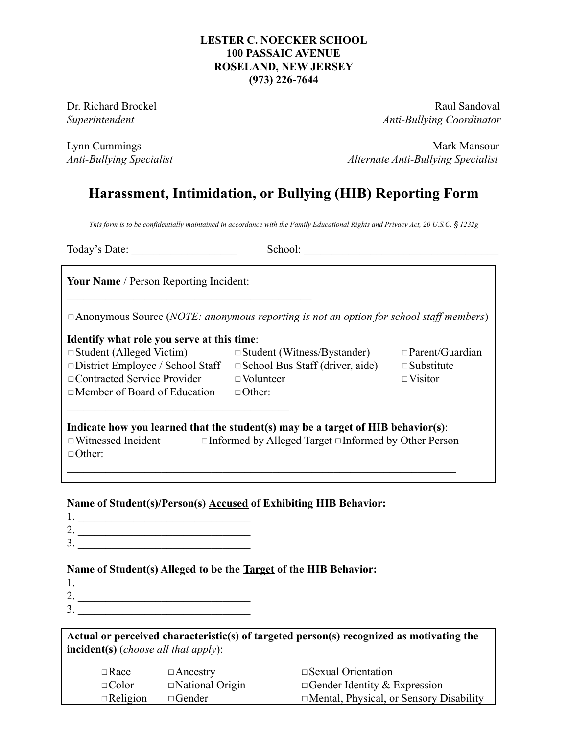**LESTER C. NOECKER SCHOOL**
**100 PASSAIC AVENUE**
**ROSELAND, NEW JERSEY**
**(973) 226-7644**

Dr. Richard Brockel
*Superintendent*

Raul Sandoval
*Anti-Bullying Coordinator*

Lynn Cummings
*Anti-Bullying Specialist*

Mark Mansour
*Alternate Anti-Bullying Specialist*

# Harassment, Intimidation, or Bullying (HIB) Reporting Form

*This form is to be confidentially maintained in accordance with the Family Educational Rights and Privacy Act, 20 U.S.C. § 1232g*

Today's Date: ___________________ School: ___________________________________

**Your Name** / Person Reporting Incident:

_____________________________________________

□ Anonymous Source (*NOTE: anonymous reporting is not an option for school staff members*)

**Identify what role you serve at this time**:

□ Student (Alleged Victim) □ Student (Witness/Bystander) □ Parent/Guardian
□ District Employee / School Staff □ School Bus Staff (driver, aide) □ Substitute
□ Contracted Service Provider □ Volunteer □ Visitor
□ Member of Board of Education □ Other:

_________________________________________

**Indicate how you learned that the student(s) may be a target of HIB behavior(s)**:

□ Witnessed Incident □ Informed by Alleged Target □ Informed by Other Person
□ Other:

________________________________________________________________________

**Name of Student(s)/Person(s) Accused of Exhibiting HIB Behavior:**

1. ________________________________
2. ________________________________
3. ________________________________

**Name of Student(s) Alleged to be the Target of the HIB Behavior:**

1. ________________________________
2. ________________________________
3. ________________________________

**Actual or perceived characteristic(s) of targeted person(s) recognized as motivating the incident(s)** (*choose all that apply*):

□ Race □ Ancestry □ Sexual Orientation
□ Color □ National Origin □ Gender Identity & Expression
□ Religion □ Gender □ Mental, Physical, or Sensory Disability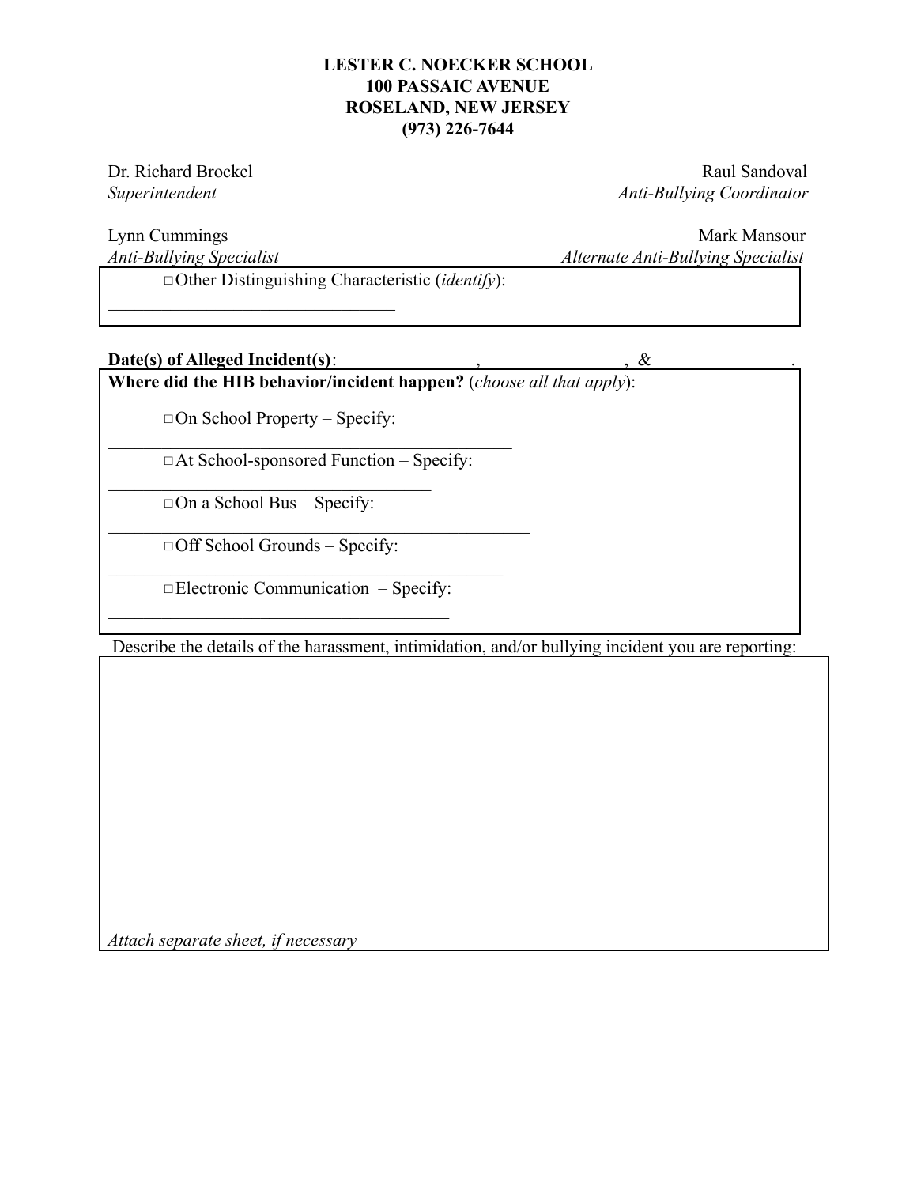**LESTER C. NOECKER SCHOOL**
**100 PASSAIC AVENUE**
**ROSELAND, NEW JERSEY**
**(973) 226-7644**

Dr. Richard Brockel
*Superintendent*

Raul Sandoval
*Anti-Bullying Coordinator*

Lynn Cummings
*Anti-Bullying Specialist*

Mark Mansour
*Alternate Anti-Bullying Specialist*

□ Other Distinguishing Characteristic (*identify*): ________________________________

**Date(s) of Alleged Incident(s)**: ________________, ________________, & ________________.

**Where did the HIB behavior/incident happen?** (*choose all that apply*):

□ On School Property – Specify: ________________________________

□ At School-sponsored Function – Specify: ________________________________

□ On a School Bus – Specify: ________________________________

□ Off School Grounds – Specify: ________________________________

□ Electronic Communication – Specify: ________________________________

Describe the details of the harassment, intimidation, and/or bullying incident you are reporting:

*Attach separate sheet, if necessary*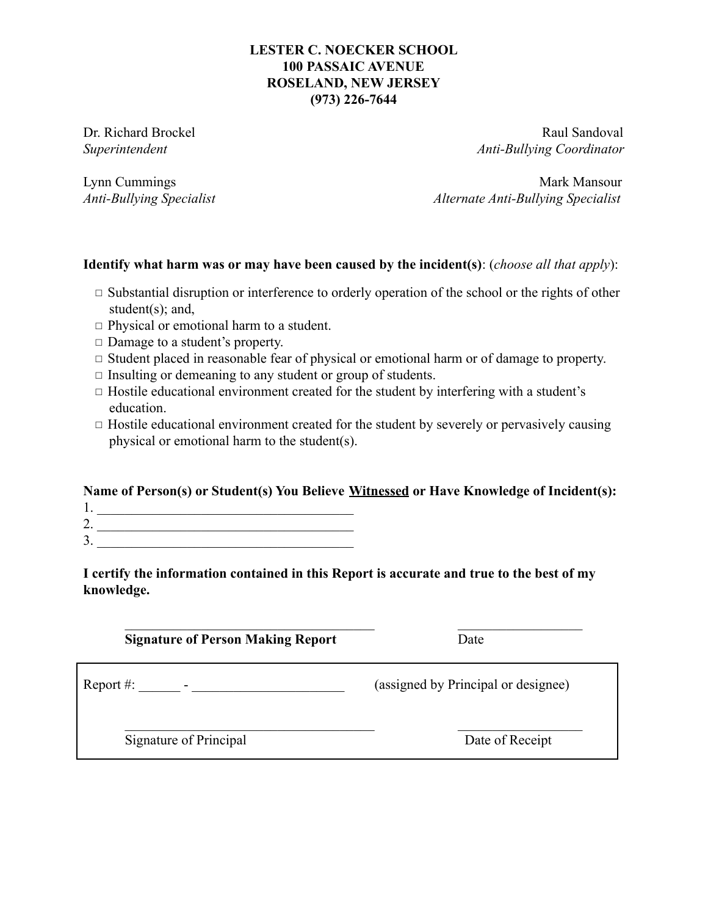**LESTER C. NOECKER SCHOOL**
**100 PASSAIC AVENUE**
**ROSELAND, NEW JERSEY**
**(973) 226-7644**

Dr. Richard Brockel
*Superintendent*

Raul Sandoval
*Anti-Bullying Coordinator*

Lynn Cummings
*Anti-Bullying Specialist*

Mark Mansour
*Alternate Anti-Bullying Specialist*

**Identify what harm was or may have been caused by the incident(s)**: (*choose all that apply*):

- □ Substantial disruption or interference to orderly operation of the school or the rights of other student(s); and,
- □ Physical or emotional harm to a student.
- □ Damage to a student's property.
- □ Student placed in reasonable fear of physical or emotional harm or of damage to property.
- □ Insulting or demeaning to any student or group of students.
- □ Hostile educational environment created for the student by interfering with a student's education.
- □ Hostile educational environment created for the student by severely or pervasively causing physical or emotional harm to the student(s).

**Name of Person(s) or Student(s) You Believe <u>Witnessed</u> or Have Knowledge of Incident(s):**

1. ______________________________________
2. ______________________________________
3. ______________________________________

**I certify the information contained in this Report is accurate and true to the best of my knowledge.**

______________________________________ __________________
**Signature of Person Making Report** Date

Report #: ______ - ______________________ (assigned by Principal or designee)

______________________________________ __________________
Signature of Principal Date of Receipt